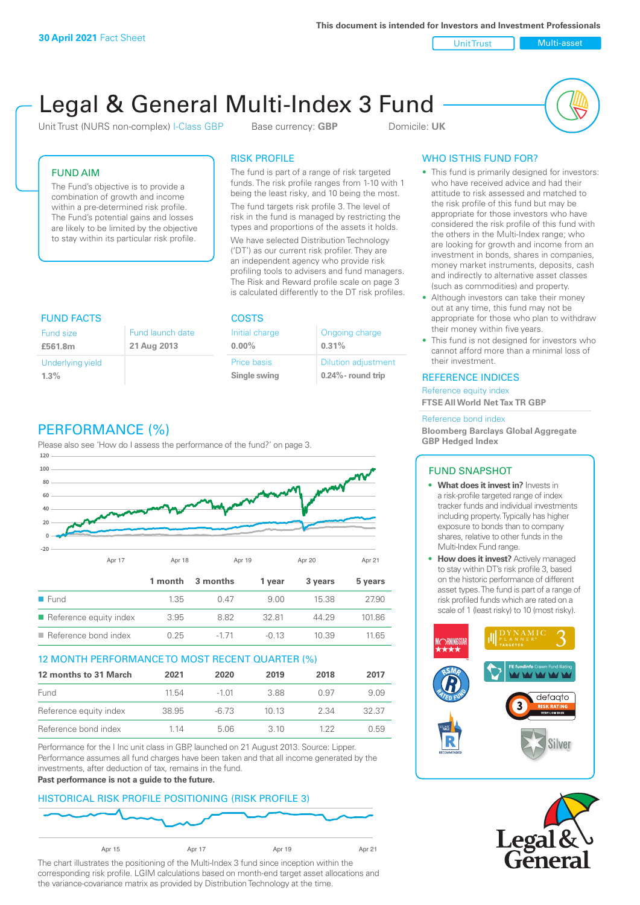This document is intended for Investors and Investment Professionals

**30 April 2021** Fact Sheet

Unit Trust | Multi-asset

# Legal & General Multi-Index 3 Fund

Unit Trust (NURS non-complex) I-Class GBP    Base currency: **GBP**    Domicile: **UK**

## FUND AIM

The Fund's objective is to provide a combination of growth and income within a pre-determined risk profile. The Fund's potential gains and losses are likely to be limited by the objective to stay within its particular risk profile.

## RISK PROFILE

The fund is part of a range of risk targeted funds. The risk profile ranges from 1-10 with 1 being the least risky, and 10 being the most.

The fund targets risk profile 3. The level of risk in the fund is managed by restricting the types and proportions of the assets it holds.

We have selected Distribution Technology ('DT') as our current risk profiler. They are an independent agency who provide risk profiling tools to advisers and fund managers. The Risk and Reward profile scale on page 3 is calculated differently to the DT risk profiles.

## WHO IS THIS FUND FOR?

- This fund is primarily designed for investors: who have received advice and had their attitude to risk assessed and matched to the risk profile of this fund but may be appropriate for those investors who have considered the risk profile of this fund with the others in the Multi-Index range; who are looking for growth and income from an investment in bonds, shares in companies, money market instruments, deposits, cash and indirectly to alternative asset classes (such as commodities) and property.
- Although investors can take their money out at any time, this fund may not be appropriate for those who plan to withdraw their money within five years.
- This fund is not designed for investors who cannot afford more than a minimal loss of their investment.

## FUND FACTS

| Fund size | Fund launch date |
|---|---|
| **£561.8m** | **21 Aug 2013** |
| Underlying yield | |
| **1.3%** | |

## COSTS

| Initial charge | Ongoing charge |
|---|---|
| **0.00%** | **0.31%** |
| Price basis | Dilution adjustment |
| **Single swing** | **0.24%- round trip** |

## REFERENCE INDICES

Reference equity index
**FTSE All World Net Tax TR GBP**

Reference bond index
**Bloomberg Barclays Global Aggregate GBP Hedged Index**

## PERFORMANCE (%)

Please also see 'How do I assess the performance of the fund?' on page 3.

| | 1 month | 3 months | 1 year | 3 years | 5 years |
|---|---|---|---|---|---|
| Fund | 1.35 | 0.47 | 9.00 | 15.38 | 27.90 |
| Reference equity index | 3.95 | 8.82 | 32.81 | 44.29 | 101.86 |
| Reference bond index | 0.25 | -1.71 | -0.13 | 10.39 | 11.65 |

## 12 MONTH PERFORMANCE TO MOST RECENT QUARTER (%)

| 12 months to 31 March | 2021 | 2020 | 2019 | 2018 | 2017 |
|---|---|---|---|---|---|
| Fund | 11.54 | -1.01 | 3.88 | 0.97 | 9.09 |
| Reference equity index | 38.95 | -6.73 | 10.13 | 2.34 | 32.37 |
| Reference bond index | 1.14 | 5.06 | 3.10 | 1.22 | 0.59 |

Performance for the I Inc unit class in GBP, launched on 21 August 2013. Source: Lipper. Performance assumes all fund charges have been taken and that all income generated by the investments, after deduction of tax, remains in the fund.
**Past performance is not a guide to the future.**

## FUND SNAPSHOT

- **What does it invest in?** Invests in a risk-profile targeted range of index tracker funds and individual investments including property. Typically has higher exposure to bonds than to company shares, relative to other funds in the Multi-Index Fund range.
- **How does it invest?** Actively managed to stay within DT's risk profile 3, based on the historic performance of different asset types. The fund is part of a range of risk profiled funds which are rated on a scale of 1 (least risky) to 10 (most risky).

## HISTORICAL RISK PROFILE POSITIONING (RISK PROFILE 3)

The chart illustrates the positioning of the Multi-Index 3 fund since inception within the corresponding risk profile. LGIM calculations based on month-end target asset allocations and the variance-covariance matrix as provided by Distribution Technology at the time.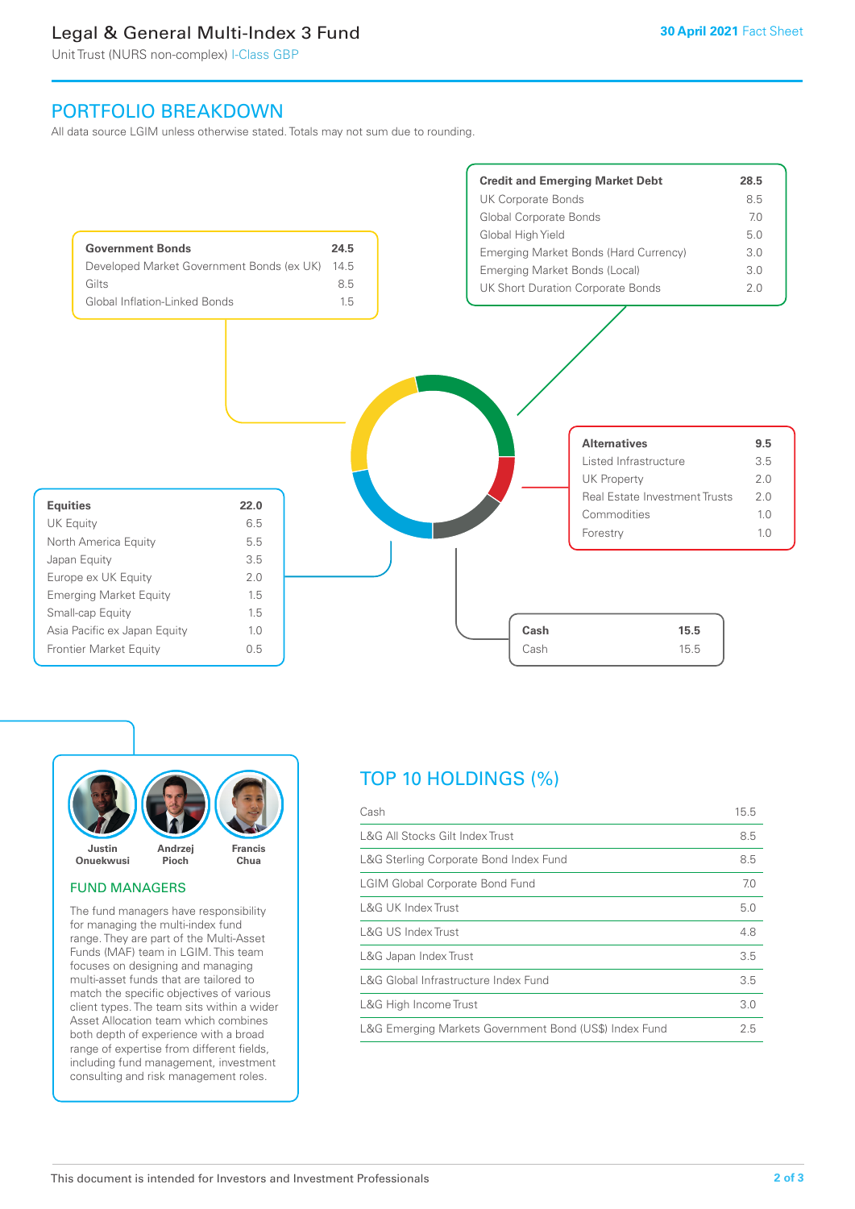Legal & General Multi-Index 3 Fund

Unit Trust (NURS non-complex) I-Class GBP

30 April 2021 Fact Sheet

## PORTFOLIO BREAKDOWN

All data source LGIM unless otherwise stated. Totals may not sum due to rounding.

| Government Bonds | 24.5 |
|---|---|
| Developed Market Government Bonds (ex UK) | 14.5 |
| Gilts | 8.5 |
| Global Inflation-Linked Bonds | 1.5 |

| Credit and Emerging Market Debt | 28.5 |
|---|---|
| UK Corporate Bonds | 8.5 |
| Global Corporate Bonds | 7.0 |
| Global High Yield | 5.0 |
| Emerging Market Bonds (Hard Currency) | 3.0 |
| Emerging Market Bonds (Local) | 3.0 |
| UK Short Duration Corporate Bonds | 2.0 |

| Alternatives | 9.5 |
|---|---|
| Listed Infrastructure | 3.5 |
| UK Property | 2.0 |
| Real Estate Investment Trusts | 2.0 |
| Commodities | 1.0 |
| Forestry | 1.0 |

| Equities | 22.0 |
|---|---|
| UK Equity | 6.5 |
| North America Equity | 5.5 |
| Japan Equity | 3.5 |
| Europe ex UK Equity | 2.0 |
| Emerging Market Equity | 1.5 |
| Small-cap Equity | 1.5 |
| Asia Pacific ex Japan Equity | 1.0 |
| Frontier Market Equity | 0.5 |

| Cash | 15.5 |
|---|---|
| Cash | 15.5 |

Justin Onuekwusi, Andrzej Pioch, Francis Chua

### FUND MANAGERS

The fund managers have responsibility for managing the multi-index fund range. They are part of the Multi-Asset Funds (MAF) team in LGIM. This team focuses on designing and managing multi-asset funds that are tailored to match the specific objectives of various client types. The team sits within a wider Asset Allocation team which combines both depth of experience with a broad range of expertise from different fields, including fund management, investment consulting and risk management roles.

## TOP 10 HOLDINGS (%)

| Holding | % |
|---|---|
| Cash | 15.5 |
| L&G All Stocks Gilt Index Trust | 8.5 |
| L&G Sterling Corporate Bond Index Fund | 8.5 |
| LGIM Global Corporate Bond Fund | 7.0 |
| L&G UK Index Trust | 5.0 |
| L&G US Index Trust | 4.8 |
| L&G Japan Index Trust | 3.5 |
| L&G Global Infrastructure Index Fund | 3.5 |
| L&G High Income Trust | 3.0 |
| L&G Emerging Markets Government Bond (US$) Index Fund | 2.5 |

This document is intended for Investors and Investment Professionals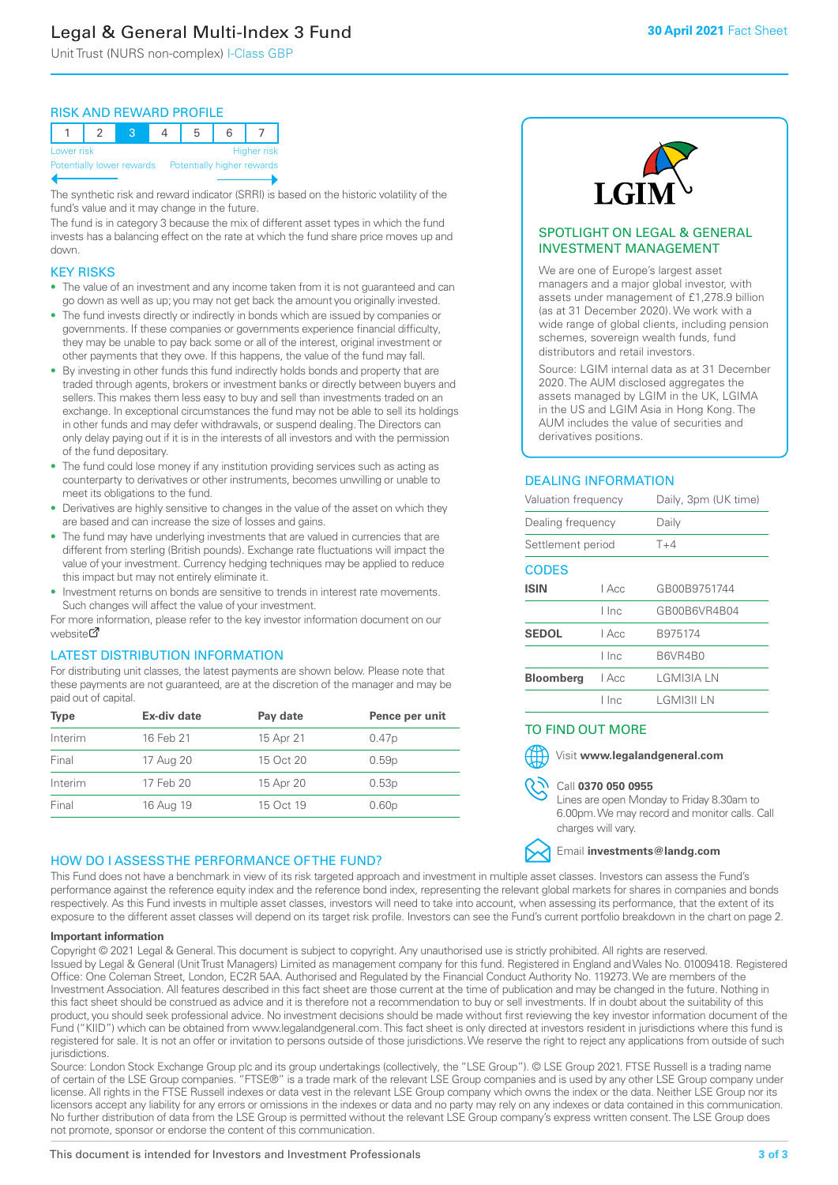# Legal & General Multi-Index 3 Fund

Unit Trust (NURS non-complex) I-Class GBP

30 April 2021 Fact Sheet

## RISK AND REWARD PROFILE

| 1 | 2 | 3 | 4 | 5 | 6 | 7 |
|---|---|---|---|---|---|---|

Lower risk — Higher risk

Potentially lower rewards — Potentially higher rewards

The synthetic risk and reward indicator (SRRI) is based on the historic volatility of the fund's value and it may change in the future.

The fund is in category 3 because the mix of different asset types in which the fund invests has a balancing effect on the rate at which the fund share price moves up and down.

## KEY RISKS

- The value of an investment and any income taken from it is not guaranteed and can go down as well as up; you may not get back the amount you originally invested.
- The fund invests directly or indirectly in bonds which are issued by companies or governments. If these companies or governments experience financial difficulty, they may be unable to pay back some or all of the interest, original investment or other payments that they owe. If this happens, the value of the fund may fall.
- By investing in other funds this fund indirectly holds bonds and property that are traded through agents, brokers or investment banks or directly between buyers and sellers. This makes them less easy to buy and sell than investments traded on an exchange. In exceptional circumstances the fund may not be able to sell its holdings in other funds and may defer withdrawals, or suspend dealing. The Directors can only delay paying out if it is in the interests of all investors and with the permission of the fund depositary.
- The fund could lose money if any institution providing services such as acting as counterparty to derivatives or other instruments, becomes unwilling or unable to meet its obligations to the fund.
- Derivatives are highly sensitive to changes in the value of the asset on which they are based and can increase the size of losses and gains.
- The fund may have underlying investments that are valued in currencies that are different from sterling (British pounds). Exchange rate fluctuations will impact the value of your investment. Currency hedging techniques may be applied to reduce this impact but may not entirely eliminate it.
- Investment returns on bonds are sensitive to trends in interest rate movements. Such changes will affect the value of your investment.

For more information, please refer to the key investor information document on our website

## LATEST DISTRIBUTION INFORMATION

For distributing unit classes, the latest payments are shown below. Please note that these payments are not guaranteed, are at the discretion of the manager and may be paid out of capital.

| Type | Ex-div date | Pay date | Pence per unit |
|---|---|---|---|
| Interim | 16 Feb 21 | 15 Apr 21 | 0.47p |
| Final | 17 Aug 20 | 15 Oct 20 | 0.59p |
| Interim | 17 Feb 20 | 15 Apr 20 | 0.53p |
| Final | 16 Aug 19 | 15 Oct 19 | 0.60p |

## SPOTLIGHT ON LEGAL & GENERAL INVESTMENT MANAGEMENT

We are one of Europe's largest asset managers and a major global investor, with assets under management of £1,278.9 billion (as at 31 December 2020). We work with a wide range of global clients, including pension schemes, sovereign wealth funds, fund distributors and retail investors.

Source: LGIM internal data as at 31 December 2020. The AUM disclosed aggregates the assets managed by LGIM in the UK, LGIMA in the US and LGIM Asia in Hong Kong. The AUM includes the value of securities and derivatives positions.

## DEALING INFORMATION

| | |
|---|---|
| Valuation frequency | Daily, 3pm (UK time) |
| Dealing frequency | Daily |
| Settlement period | T+4 |

## CODES

| | | |
|---|---|---|
| **ISIN** | I Acc | GB00B9751744 |
| | I Inc | GB00B6VR4B04 |
| **SEDOL** | I Acc | B975174 |
| | I Inc | B6VR4B0 |
| **Bloomberg** | I Acc | LGMI3IA LN |
| | I Inc | LGMI3II LN |

## TO FIND OUT MORE

Visit **www.legalandgeneral.com**

Call **0370 050 0955**
Lines are open Monday to Friday 8.30am to 6.00pm. We may record and monitor calls. Call charges will vary.

Email **investments@landg.com**

## HOW DO I ASSESS THE PERFORMANCE OF THE FUND?

This Fund does not have a benchmark in view of its risk targeted approach and investment in multiple asset classes. Investors can assess the Fund's performance against the reference equity index and the reference bond index, representing the relevant global markets for shares in companies and bonds respectively. As this Fund invests in multiple asset classes, investors will need to take into account, when assessing its performance, that the extent of its exposure to the different asset classes will depend on its target risk profile. Investors can see the Fund's current portfolio breakdown in the chart on page 2.

### Important information

Copyright © 2021 Legal & General. This document is subject to copyright. Any unauthorised use is strictly prohibited. All rights are reserved. Issued by Legal & General (Unit Trust Managers) Limited as management company for this fund. Registered in England and Wales No. 01009418. Registered Office: One Coleman Street, London, EC2R 5AA. Authorised and Regulated by the Financial Conduct Authority No. 119273. We are members of the Investment Association. All features described in this fact sheet are those current at the time of publication and may be changed in the future. Nothing in this fact sheet should be construed as advice and it is therefore not a recommendation to buy or sell investments. If in doubt about the suitability of this product, you should seek professional advice. No investment decisions should be made without first reviewing the key investor information document of the Fund ("KIID") which can be obtained from www.legalandgeneral.com. This fact sheet is only directed at investors resident in jurisdictions where this fund is registered for sale. It is not an offer or invitation to persons outside of those jurisdictions. We reserve the right to reject any applications from outside of such jurisdictions.

Source: London Stock Exchange Group plc and its group undertakings (collectively, the "LSE Group"). © LSE Group 2021. FTSE Russell is a trading name of certain of the LSE Group companies. "FTSE®" is a trade mark of the relevant LSE Group companies and is used by any other LSE Group company under license. All rights in the FTSE Russell indexes or data vest in the relevant LSE Group company which owns the index or the data. Neither LSE Group nor its licensors accept any liability for any errors or omissions in the indexes or data and no party may rely on any indexes or data contained in this communication. No further distribution of data from the LSE Group is permitted without the relevant LSE Group company's express written consent. The LSE Group does not promote, sponsor or endorse the content of this communication.

This document is intended for Investors and Investment Professionals